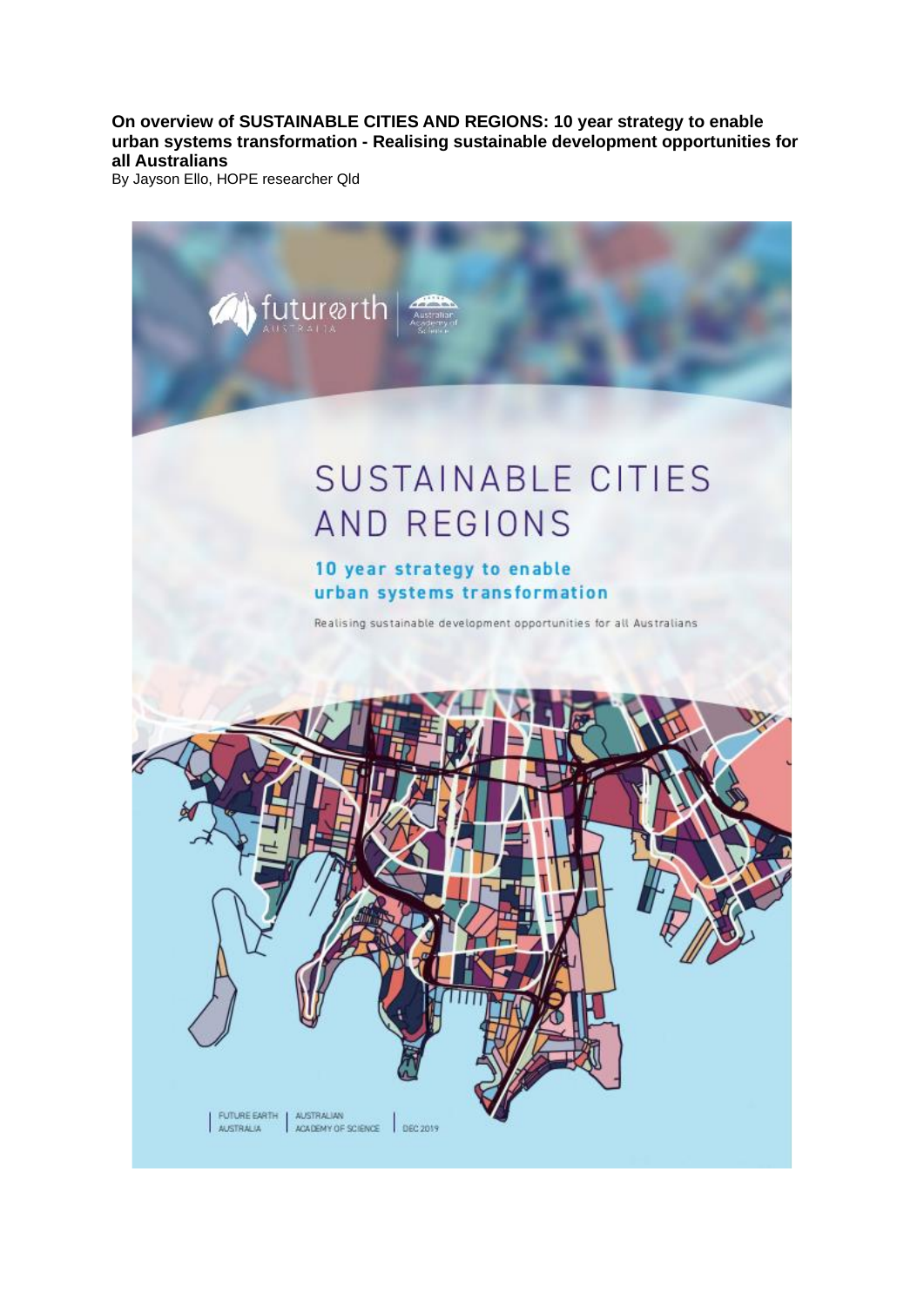**On overview of SUSTAINABLE CITIES AND REGIONS: 10 year strategy to enable urban systems transformation - Realising sustainable development opportunities for all Australians**

By Jayson Ello, HOPE researcher Qld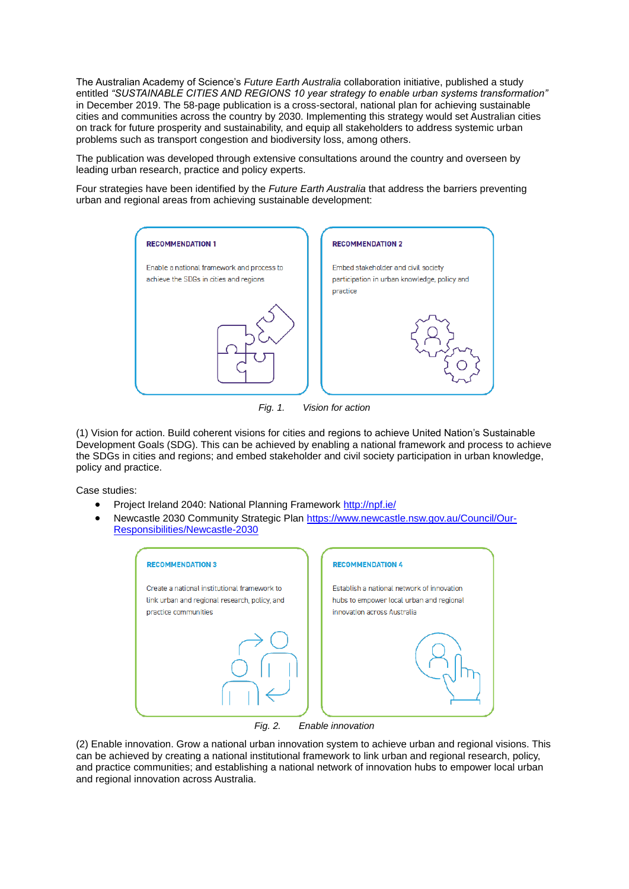The Australian Academy of Science's *Future Earth Australia* collaboration initiative, published a study entitled *"SUSTAINABLE CITIES AND REGIONS 10 year strategy to enable urban systems transformation"* in December 2019. The 58-page publication is a cross-sectoral, national plan for achieving sustainable cities and communities across the country by 2030. Implementing this strategy would set Australian cities on track for future prosperity and sustainability, and equip all stakeholders to address systemic urban problems such as transport congestion and biodiversity loss, among others.

The publication was developed through extensive consultations around the country and overseen by leading urban research, practice and policy experts.

Four strategies have been identified by the *Future Earth Australia* that address the barriers preventing urban and regional areas from achieving sustainable development:

**RECOMMENDATION 1**

Enable a national framework and process to achieve the SDGs in cities and regions

**RECOMMENDATION 2**

Embed stakeholder and civil society participation in urban knowledge, policy and practice

*Fig. 1. Vision for action*

(1) Vision for action. Build coherent visions for cities and regions to achieve United Nation's Sustainable Development Goals (SDG). This can be achieved by enabling a national framework and process to achieve the SDGs in cities and regions; and embed stakeholder and civil society participation in urban knowledge, policy and practice.

Case studies:

- Project Ireland 2040: National Planning Framework http://npf.ie/
- Newcastle 2030 Community Strategic Plan https://www.newcastle.nsw.gov.au/Council/Our-Responsibilities/Newcastle-2030

**RECOMMENDATION 3**

Create a national institutional framework to link urban and regional research, policy, and practice communities

**RECOMMENDATION 4**

Establish a national network of innovation hubs to empower local urban and regional innovation across Australia

*Fig. 2. Enable innovation*

(2) Enable innovation. Grow a national urban innovation system to achieve urban and regional visions. This can be achieved by creating a national institutional framework to link urban and regional research, policy, and practice communities; and establishing a national network of innovation hubs to empower local urban and regional innovation across Australia.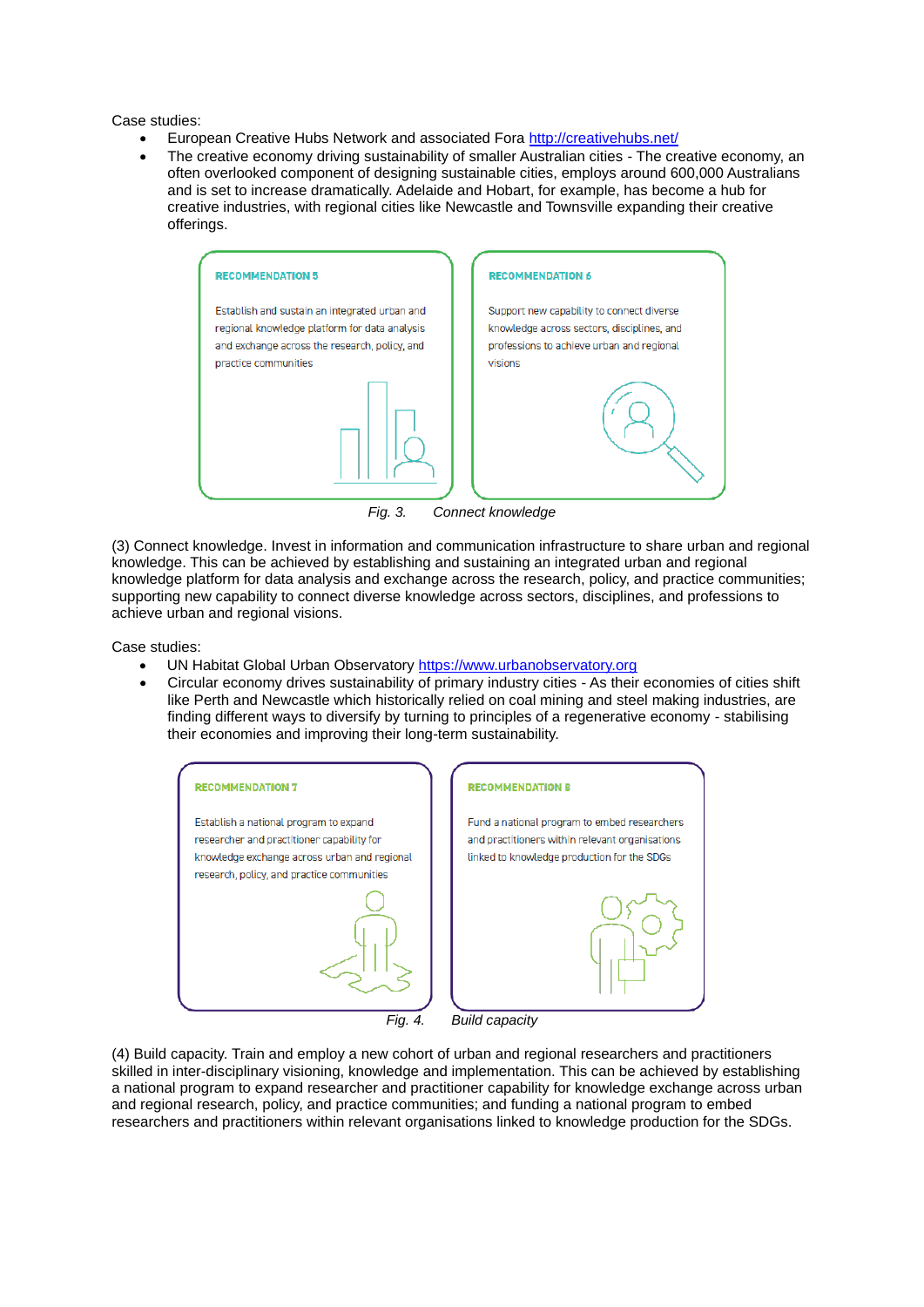Case studies:

- European Creative Hubs Network and associated Fora http://creativehubs.net/
- The creative economy driving sustainability of smaller Australian cities - The creative economy, an often overlooked component of designing sustainable cities, employs around 600,000 Australians and is set to increase dramatically. Adelaide and Hobart, for example, has become a hub for creative industries, with regional cities like Newcastle and Townsville expanding their creative offerings.

**RECOMMENDATION 5**

Establish and sustain an integrated urban and regional knowledge platform for data analysis and exchange across the research, policy, and practice communities

**RECOMMENDATION 6**

Support new capability to connect diverse knowledge across sectors, disciplines, and professions to achieve urban and regional visions

*Fig. 3. Connect knowledge*

(3) Connect knowledge. Invest in information and communication infrastructure to share urban and regional knowledge. This can be achieved by establishing and sustaining an integrated urban and regional knowledge platform for data analysis and exchange across the research, policy, and practice communities; supporting new capability to connect diverse knowledge across sectors, disciplines, and professions to achieve urban and regional visions.

Case studies:

- UN Habitat Global Urban Observatory https://www.urbanobservatory.org
- Circular economy drives sustainability of primary industry cities - As their economies of cities shift like Perth and Newcastle which historically relied on coal mining and steel making industries, are finding different ways to diversify by turning to principles of a regenerative economy - stabilising their economies and improving their long-term sustainability.

**RECOMMENDATION 7**

Establish a national program to expand researcher and practitioner capability for knowledge exchange across urban and regional research, policy, and practice communities

**RECOMMENDATION 8**

Fund a national program to embed researchers and practitioners within relevant organisations linked to knowledge production for the SDGs

*Fig. 4. Build capacity*

(4) Build capacity. Train and employ a new cohort of urban and regional researchers and practitioners skilled in inter-disciplinary visioning, knowledge and implementation. This can be achieved by establishing a national program to expand researcher and practitioner capability for knowledge exchange across urban and regional research, policy, and practice communities; and funding a national program to embed researchers and practitioners within relevant organisations linked to knowledge production for the SDGs.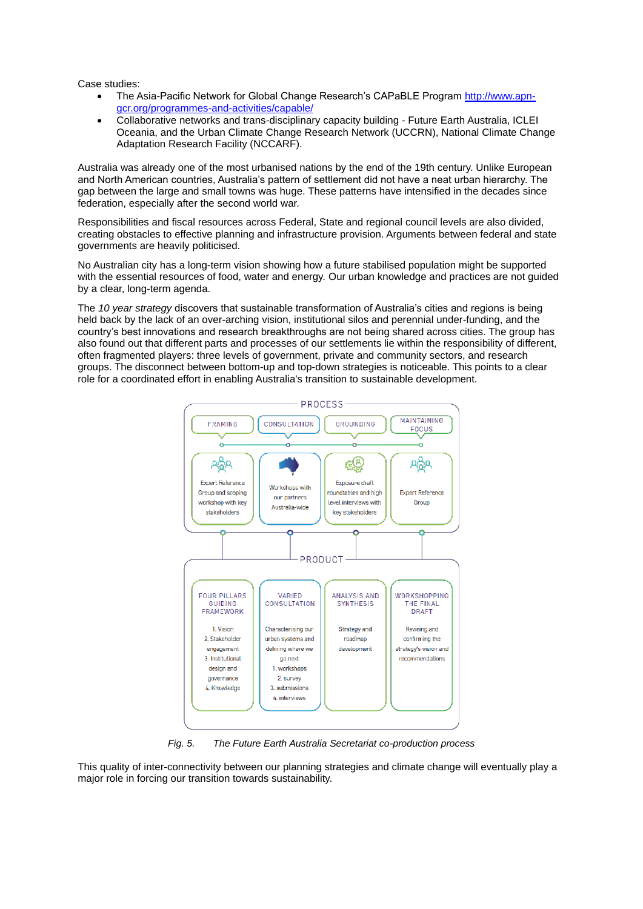Case studies:

- The Asia-Pacific Network for Global Change Research's CAPaBLE Program [http://www.apn-gcr.org/programmes-and-activities/capable/](http://www.apn-gcr.org/programmes-and-activities/capable/)
- Collaborative networks and trans-disciplinary capacity building - Future Earth Australia, ICLEI Oceania, and the Urban Climate Change Research Network (UCCRN), National Climate Change Adaptation Research Facility (NCCARF).

Australia was already one of the most urbanised nations by the end of the 19th century. Unlike European and North American countries, Australia's pattern of settlement did not have a neat urban hierarchy. The gap between the large and small towns was huge. These patterns have intensified in the decades since federation, especially after the second world war.

Responsibilities and fiscal resources across Federal, State and regional council levels are also divided, creating obstacles to effective planning and infrastructure provision. Arguments between federal and state governments are heavily politicised.

No Australian city has a long-term vision showing how a future stabilised population might be supported with the essential resources of food, water and energy. Our urban knowledge and practices are not guided by a clear, long-term agenda.

The *10 year strategy* discovers that sustainable transformation of Australia's cities and regions is being held back by the lack of an over-arching vision, institutional silos and perennial under-funding, and the country's best innovations and research breakthroughs are not being shared across cities. The group has also found out that different parts and processes of our settlements lie within the responsibility of different, often fragmented players: three levels of government, private and community sectors, and research groups. The disconnect between bottom-up and top-down strategies is noticeable. This points to a clear role for a coordinated effort in enabling Australia's transition to sustainable development.

| | FRAMING | CONSULTATION | GROUNDING | MAINTAINING FOCUS |
|---|---|---|---|---|
| PROCESS | Expert Reference Group and scoping workshop with key stakeholders | Workshops with our partners Australia-wide | Exposure draft roundtables and high level interviews with key stakeholders | Expert Reference Group |
| PRODUCT | FOUR PILLARS GUIDING FRAMEWORK<br>1. Vision<br>2. Stakeholder engagement<br>3. Institutional design and governance<br>4. Knowledge | VARIED CONSULTATION<br>Characterising our urban systems and defining where we go next<br>1. workshops<br>2. survey<br>3. submissions<br>4. interviews | ANALYSIS AND SYNTHESIS<br>Strategy and roadmap development | WORKSHOPPING THE FINAL DRAFT<br>Revising and confirming the strategy's vision and recommendations |

*Fig. 5. The Future Earth Australia Secretariat co-production process*

This quality of inter-connectivity between our planning strategies and climate change will eventually play a major role in forcing our transition towards sustainability.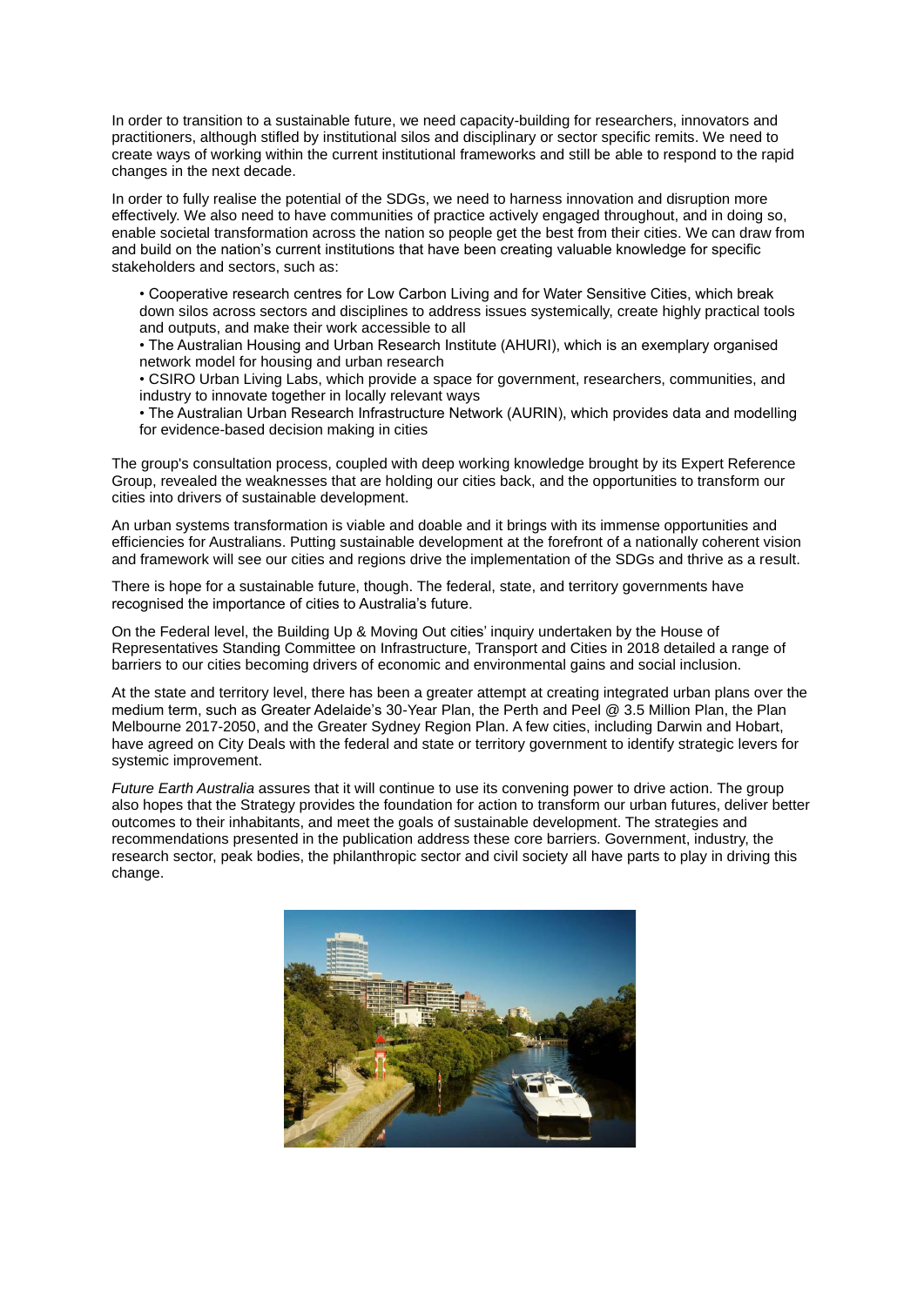In order to transition to a sustainable future, we need capacity-building for researchers, innovators and practitioners, although stifled by institutional silos and disciplinary or sector specific remits. We need to create ways of working within the current institutional frameworks and still be able to respond to the rapid changes in the next decade.

In order to fully realise the potential of the SDGs, we need to harness innovation and disruption more effectively. We also need to have communities of practice actively engaged throughout, and in doing so, enable societal transformation across the nation so people get the best from their cities. We can draw from and build on the nation's current institutions that have been creating valuable knowledge for specific stakeholders and sectors, such as:

- Cooperative research centres for Low Carbon Living and for Water Sensitive Cities, which break down silos across sectors and disciplines to address issues systemically, create highly practical tools and outputs, and make their work accessible to all
- The Australian Housing and Urban Research Institute (AHURI), which is an exemplary organised network model for housing and urban research
- CSIRO Urban Living Labs, which provide a space for government, researchers, communities, and industry to innovate together in locally relevant ways
- The Australian Urban Research Infrastructure Network (AURIN), which provides data and modelling for evidence-based decision making in cities

The group's consultation process, coupled with deep working knowledge brought by its Expert Reference Group, revealed the weaknesses that are holding our cities back, and the opportunities to transform our cities into drivers of sustainable development.

An urban systems transformation is viable and doable and it brings with its immense opportunities and efficiencies for Australians. Putting sustainable development at the forefront of a nationally coherent vision and framework will see our cities and regions drive the implementation of the SDGs and thrive as a result.

There is hope for a sustainable future, though. The federal, state, and territory governments have recognised the importance of cities to Australia's future.

On the Federal level, the Building Up & Moving Out cities' inquiry undertaken by the House of Representatives Standing Committee on Infrastructure, Transport and Cities in 2018 detailed a range of barriers to our cities becoming drivers of economic and environmental gains and social inclusion.

At the state and territory level, there has been a greater attempt at creating integrated urban plans over the medium term, such as Greater Adelaide's 30-Year Plan, the Perth and Peel @ 3.5 Million Plan, the Plan Melbourne 2017-2050, and the Greater Sydney Region Plan. A few cities, including Darwin and Hobart, have agreed on City Deals with the federal and state or territory government to identify strategic levers for systemic improvement.

*Future Earth Australia* assures that it will continue to use its convening power to drive action. The group also hopes that the Strategy provides the foundation for action to transform our urban futures, deliver better outcomes to their inhabitants, and meet the goals of sustainable development. The strategies and recommendations presented in the publication address these core barriers. Government, industry, the research sector, peak bodies, the philanthropic sector and civil society all have parts to play in driving this change.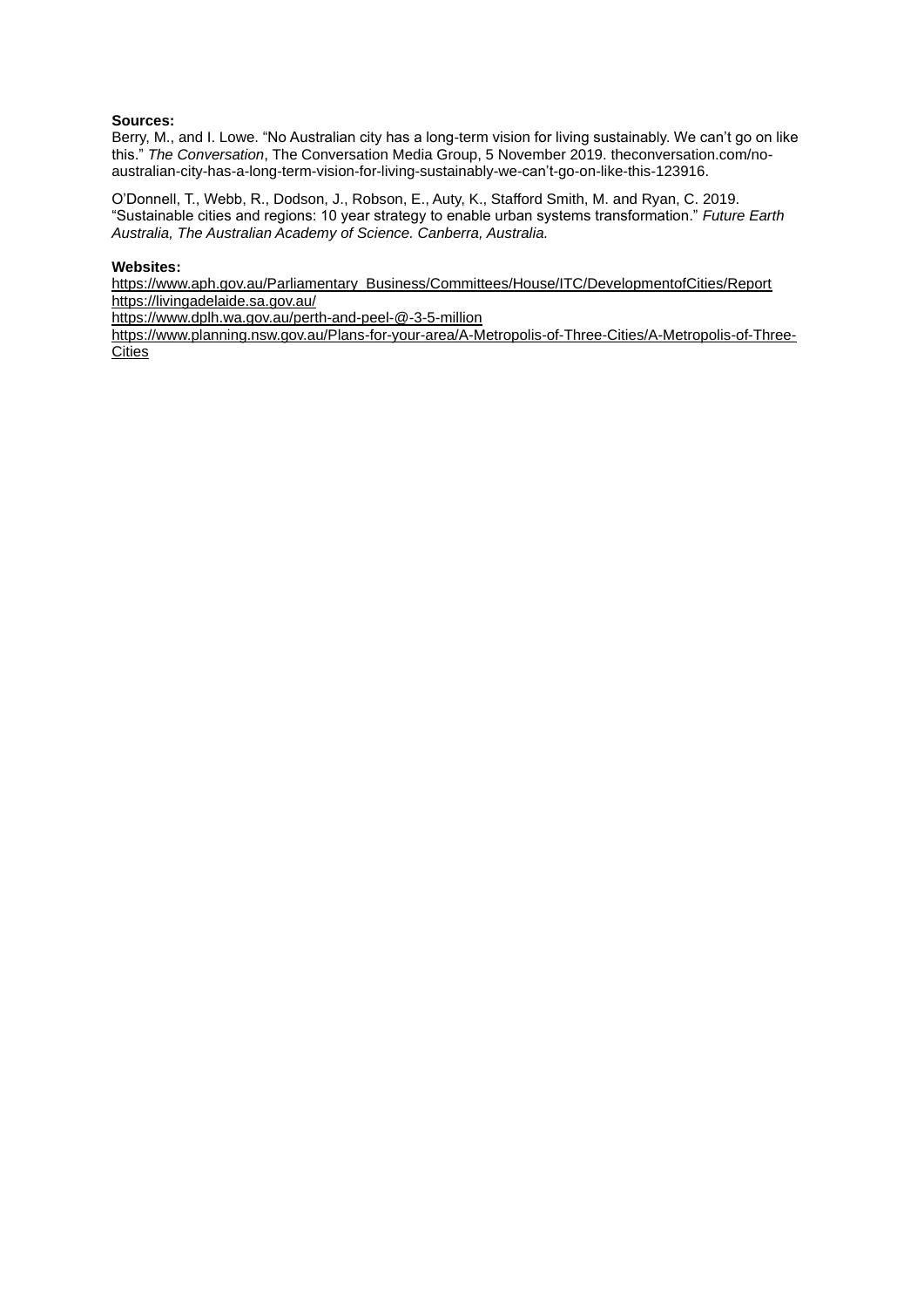**Sources:**

Berry, M., and I. Lowe. "No Australian city has a long-term vision for living sustainably. We can't go on like this." *The Conversation*, The Conversation Media Group, 5 November 2019. theconversation.com/no-australian-city-has-a-long-term-vision-for-living-sustainably-we-can't-go-on-like-this-123916.

O'Donnell, T., Webb, R., Dodson, J., Robson, E., Auty, K., Stafford Smith, M. and Ryan, C. 2019. "Sustainable cities and regions: 10 year strategy to enable urban systems transformation." *Future Earth Australia, The Australian Academy of Science. Canberra, Australia.*

**Websites:**

https://www.aph.gov.au/Parliamentary_Business/Committees/House/ITC/DevelopmentofCities/Report
https://livingadelaide.sa.gov.au/
https://www.dplh.wa.gov.au/perth-and-peel-@-3-5-million
https://www.planning.nsw.gov.au/Plans-for-your-area/A-Metropolis-of-Three-Cities/A-Metropolis-of-Three-Cities